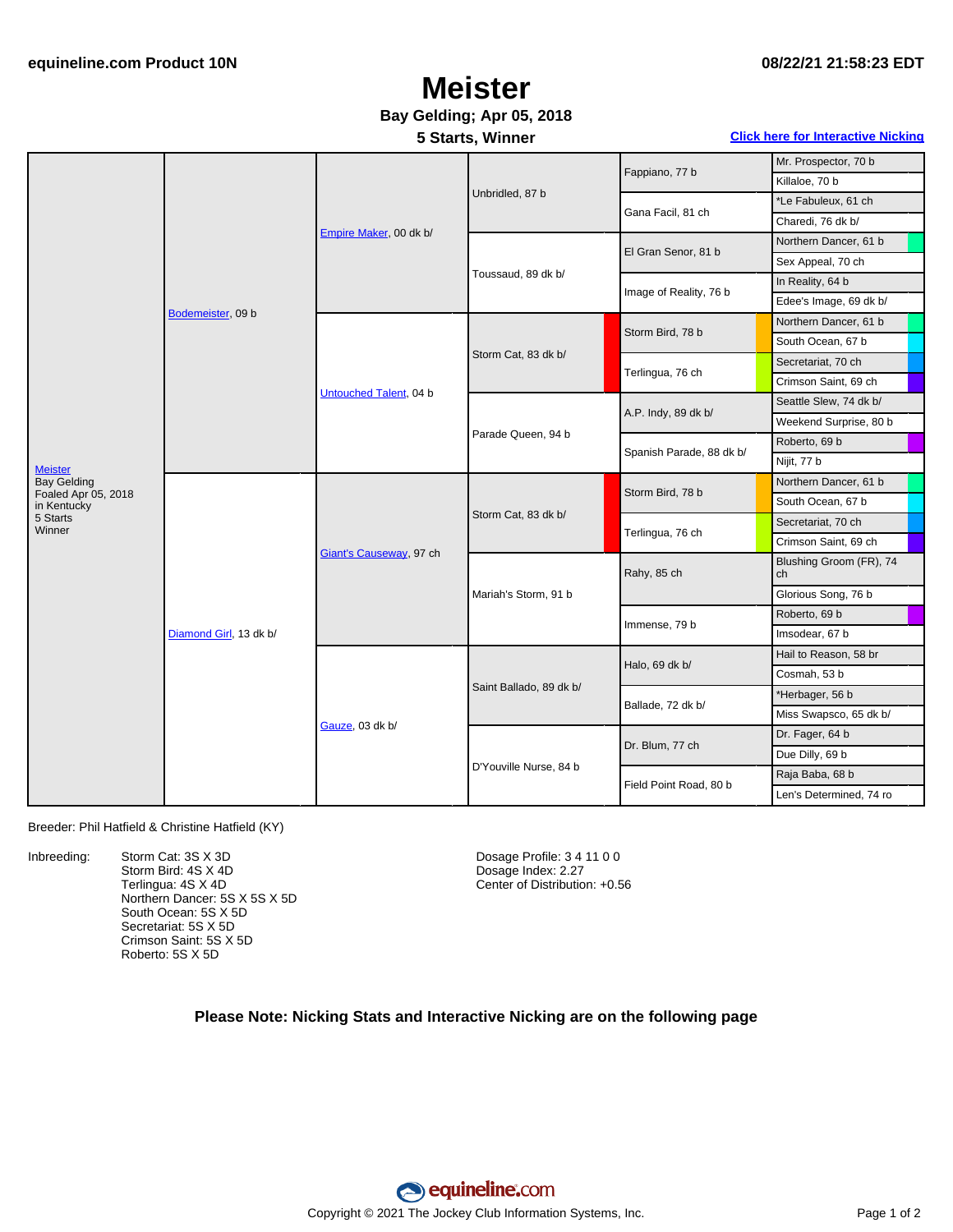equineline.com Product 10N

08/22/21 21:58:23 EDT

# Meister

**Bay Gelding; Apr 05, 2018**

**5 Starts, Winner**

[Click here for Interactive Nicking]

| Horse | Sire/Dam | Gen 2 | Gen 3 | Gen 4 | Gen 5 |
|---|---|---|---|---|---|
| Meister<br>Bay Gelding<br>Foaled Apr 05, 2018<br>in Kentucky<br>5 Starts<br>Winner | Bodemeister, 09 b | Empire Maker, 00 dk b/ | Unbridled, 87 b | Fappiano, 77 b | Mr. Prospector, 70 b |
| | | | | | Killaloe, 70 b |
| | | | | Gana Facil, 81 ch | *Le Fabuleux, 61 ch |
| | | | | | Charedi, 76 dk b/ |
| | | | Toussaud, 89 dk b/ | El Gran Senor, 81 b | Northern Dancer, 61 b |
| | | | | | Sex Appeal, 70 ch |
| | | | | Image of Reality, 76 b | In Reality, 64 b |
| | | | | | Edee's Image, 69 dk b/ |
| | | Untouched Talent, 04 b | Storm Cat, 83 dk b/ | Storm Bird, 78 b | Northern Dancer, 61 b |
| | | | | | South Ocean, 67 b |
| | | | | Terlingua, 76 ch | Secretariat, 70 ch |
| | | | | | Crimson Saint, 69 ch |
| | | | Parade Queen, 94 b | A.P. Indy, 89 dk b/ | Seattle Slew, 74 dk b/ |
| | | | | | Weekend Surprise, 80 b |
| | | | | Spanish Parade, 88 dk b/ | Roberto, 69 b |
| | | | | | Nijit, 77 b |
| | Diamond Girl, 13 dk b/ | Giant's Causeway, 97 ch | Storm Cat, 83 dk b/ | Storm Bird, 78 b | Northern Dancer, 61 b |
| | | | | | South Ocean, 67 b |
| | | | | Terlingua, 76 ch | Secretariat, 70 ch |
| | | | | | Crimson Saint, 69 ch |
| | | | Mariah's Storm, 91 b | Rahy, 85 ch | Blushing Groom (FR), 74 ch |
| | | | | | Glorious Song, 76 b |
| | | | | Immense, 79 b | Roberto, 69 b |
| | | | | | Imsodear, 67 b |
| | | Gauze, 03 dk b/ | Saint Ballado, 89 dk b/ | Halo, 69 dk b/ | Hail to Reason, 58 br |
| | | | | | Cosmah, 53 b |
| | | | | Ballade, 72 dk b/ | *Herbager, 56 b |
| | | | | | Miss Swapsco, 65 dk b/ |
| | | | D'Youville Nurse, 84 b | Dr. Blum, 77 ch | Dr. Fager, 64 b |
| | | | | | Due Dilly, 69 b |
| | | | | Field Point Road, 80 b | Raja Baba, 68 b |
| | | | | | Len's Determined, 74 ro |

Breeder: Phil Hatfield & Christine Hatfield (KY)

Inbreeding:
- Storm Cat: 3S X 3D
- Storm Bird: 4S X 4D
- Terlingua: 4S X 4D
- Northern Dancer: 5S X 5S X 5D
- South Ocean: 5S X 5D
- Secretariat: 5S X 5D
- Crimson Saint: 5S X 5D
- Roberto: 5S X 5D

Dosage Profile: 3 4 11 0 0
Dosage Index: 2.27
Center of Distribution: +0.56

**Please Note: Nicking Stats and Interactive Nicking are on the following page**

equineline.com

Copyright © 2021 The Jockey Club Information Systems, Inc.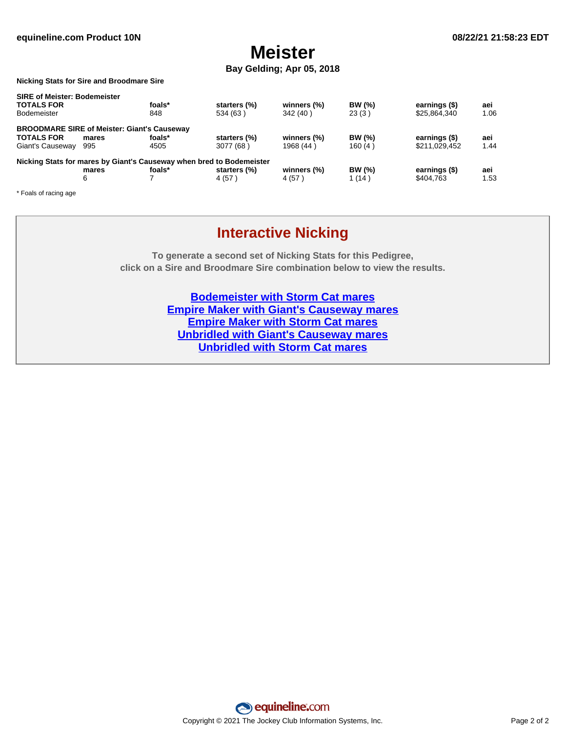# Meister

**Bay Gelding; Apr 05, 2018**

**Nicking Stats for Sire and Broodmare Sire**

**SIRE of Meister: Bodemeister**

| TOTALS FOR | | foals* | starters (%) | winners (%) | BW (%) | earnings ($) | aei |
|---|---|---|---|---|---|---|---|
| Bodemeister | | 848 | 534 (63 ) | 342 (40 ) | 23 (3 ) | $25,864,340 | 1.06 |

**BROODMARE SIRE of Meister: Giant's Causeway**

| TOTALS FOR | mares | foals* | starters (%) | winners (%) | BW (%) | earnings ($) | aei |
|---|---|---|---|---|---|---|---|
| Giant's Causeway | 995 | 4505 | 3077 (68 ) | 1968 (44 ) | 160 (4 ) | $211,029,452 | 1.44 |

**Nicking Stats for mares by Giant's Causeway when bred to Bodemeister**

| | mares | foals* | starters (%) | winners (%) | BW (%) | earnings ($) | aei |
|---|---|---|---|---|---|---|---|
| | 6 | 7 | 4 (57 ) | 4 (57 ) | 1 (14 ) | $404,763 | 1.53 |

\* Foals of racing age

## Interactive Nicking

To generate a second set of Nicking Stats for this Pedigree, click on a Sire and Broodmare Sire combination below to view the results.

Bodemeister with Storm Cat mares
Empire Maker with Giant's Causeway mares
Empire Maker with Storm Cat mares
Unbridled with Giant's Causeway mares
Unbridled with Storm Cat mares